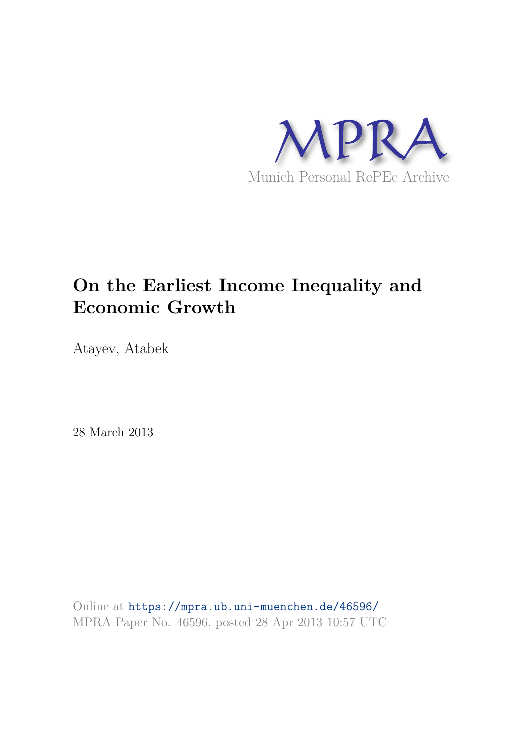MPRA

Munich Personal RePEc Archive

# On the Earliest Income Inequality and Economic Growth

Atayev, Atabek

28 March 2013

Online at https://mpra.ub.uni-muenchen.de/46596/
MPRA Paper No. 46596, posted 28 Apr 2013 10:57 UTC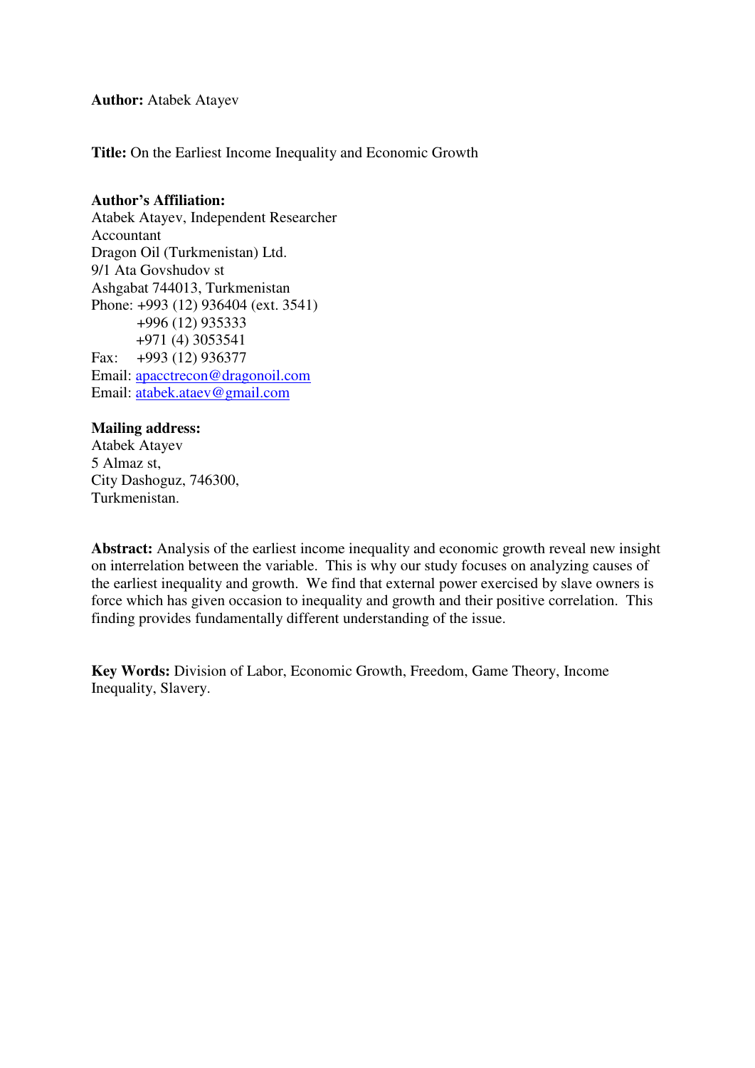**Author:** Atabek Atayev

**Title:** On the Earliest Income Inequality and Economic Growth

**Author's Affiliation:**
Atabek Atayev, Independent Researcher
Accountant
Dragon Oil (Turkmenistan) Ltd.
9/1 Ata Govshudov st
Ashgabat 744013, Turkmenistan
Phone: +993 (12) 936404 (ext. 3541)
+996 (12) 935333
+971 (4) 3053541
Fax: +993 (12) 936377
Email: apacctrecon@dragonoil.com
Email: atabek.ataev@gmail.com

**Mailing address:**
Atabek Atayev
5 Almaz st,
City Dashoguz, 746300,
Turkmenistan.

**Abstract:** Analysis of the earliest income inequality and economic growth reveal new insight on interrelation between the variable. This is why our study focuses on analyzing causes of the earliest inequality and growth. We find that external power exercised by slave owners is force which has given occasion to inequality and growth and their positive correlation. This finding provides fundamentally different understanding of the issue.

**Key Words:** Division of Labor, Economic Growth, Freedom, Game Theory, Income Inequality, Slavery.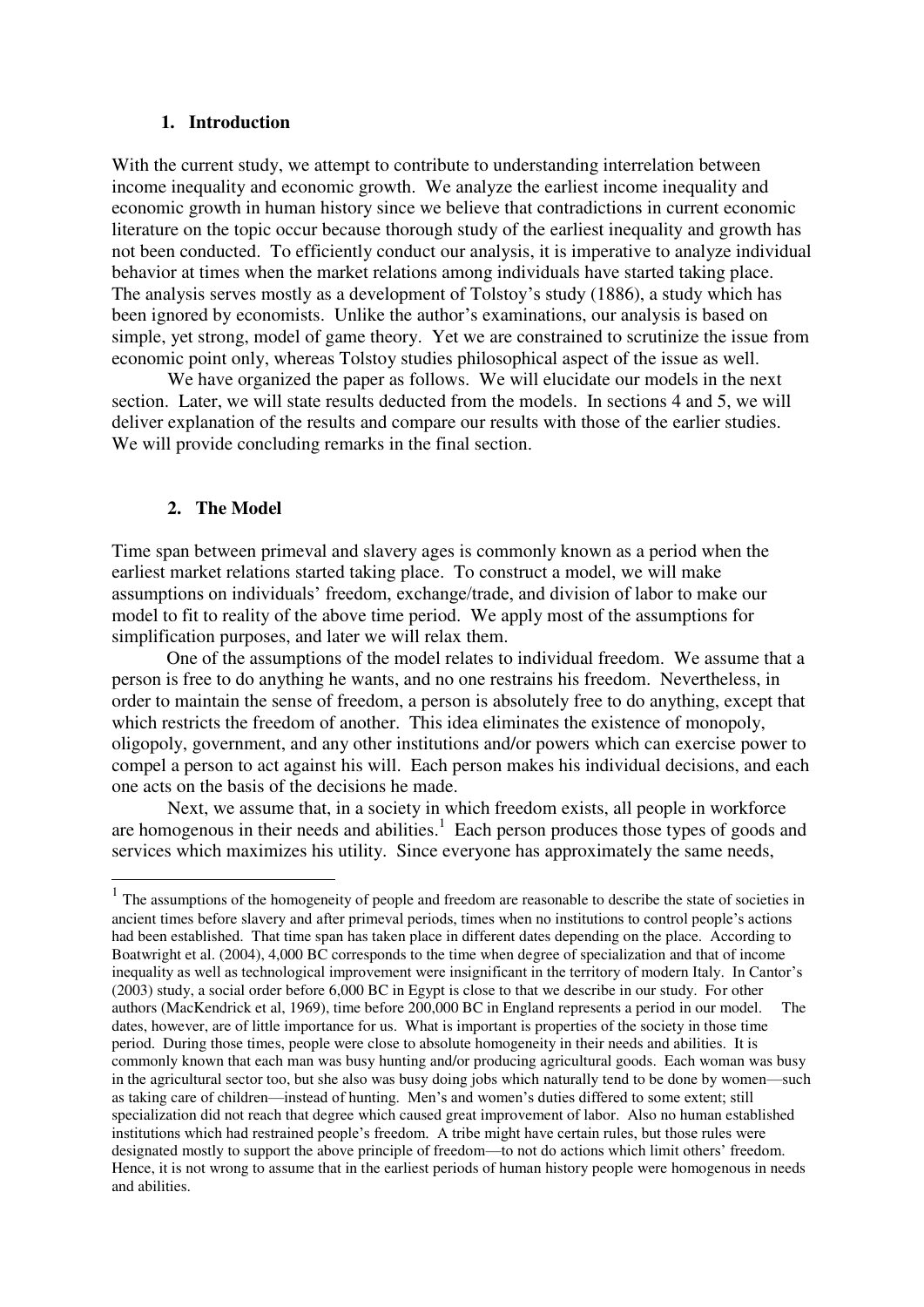## 1. Introduction

With the current study, we attempt to contribute to understanding interrelation between income inequality and economic growth. We analyze the earliest income inequality and economic growth in human history since we believe that contradictions in current economic literature on the topic occur because thorough study of the earliest inequality and growth has not been conducted. To efficiently conduct our analysis, it is imperative to analyze individual behavior at times when the market relations among individuals have started taking place. The analysis serves mostly as a development of Tolstoy's study (1886), a study which has been ignored by economists. Unlike the author's examinations, our analysis is based on simple, yet strong, model of game theory. Yet we are constrained to scrutinize the issue from economic point only, whereas Tolstoy studies philosophical aspect of the issue as well.

We have organized the paper as follows. We will elucidate our models in the next section. Later, we will state results deducted from the models. In sections 4 and 5, we will deliver explanation of the results and compare our results with those of the earlier studies. We will provide concluding remarks in the final section.

## 2. The Model

Time span between primeval and slavery ages is commonly known as a period when the earliest market relations started taking place. To construct a model, we will make assumptions on individuals' freedom, exchange/trade, and division of labor to make our model to fit to reality of the above time period. We apply most of the assumptions for simplification purposes, and later we will relax them.

One of the assumptions of the model relates to individual freedom. We assume that a person is free to do anything he wants, and no one restrains his freedom. Nevertheless, in order to maintain the sense of freedom, a person is absolutely free to do anything, except that which restricts the freedom of another. This idea eliminates the existence of monopoly, oligopoly, government, and any other institutions and/or powers which can exercise power to compel a person to act against his will. Each person makes his individual decisions, and each one acts on the basis of the decisions he made.

Next, we assume that, in a society in which freedom exists, all people in workforce are homogenous in their needs and abilities.[1] Each person produces those types of goods and services which maximizes his utility. Since everyone has approximately the same needs,

---

[1] The assumptions of the homogeneity of people and freedom are reasonable to describe the state of societies in ancient times before slavery and after primeval periods, times when no institutions to control people's actions had been established. That time span has taken place in different dates depending on the place. According to Boatwright et al. (2004), 4,000 BC corresponds to the time when degree of specialization and that of income inequality as well as technological improvement were insignificant in the territory of modern Italy. In Cantor's (2003) study, a social order before 6,000 BC in Egypt is close to that we describe in our study. For other authors (MacKendrick et al, 1969), time before 200,000 BC in England represents a period in our model. The dates, however, are of little importance for us. What is important is properties of the society in those time period. During those times, people were close to absolute homogeneity in their needs and abilities. It is commonly known that each man was busy hunting and/or producing agricultural goods. Each woman was busy in the agricultural sector too, but she also was busy doing jobs which naturally tend to be done by women—such as taking care of children—instead of hunting. Men's and women's duties differed to some extent; still specialization did not reach that degree which caused great improvement of labor. Also no human established institutions which had restrained people's freedom. A tribe might have certain rules, but those rules were designated mostly to support the above principle of freedom—to not do actions which limit others' freedom. Hence, it is not wrong to assume that in the earliest periods of human history people were homogenous in needs and abilities.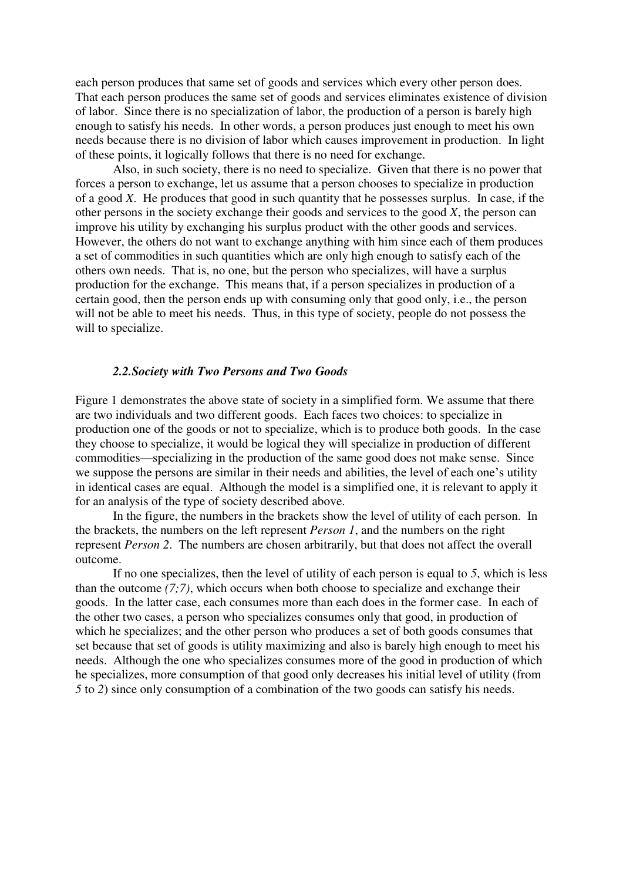each person produces that same set of goods and services which every other person does. That each person produces the same set of goods and services eliminates existence of division of labor. Since there is no specialization of labor, the production of a person is barely high enough to satisfy his needs. In other words, a person produces just enough to meet his own needs because there is no division of labor which causes improvement in production. In light of these points, it logically follows that there is no need for exchange.

Also, in such society, there is no need to specialize. Given that there is no power that forces a person to exchange, let us assume that a person chooses to specialize in production of a good *X*. He produces that good in such quantity that he possesses surplus. In case, if the other persons in the society exchange their goods and services to the good *X*, the person can improve his utility by exchanging his surplus product with the other goods and services. However, the others do not want to exchange anything with him since each of them produces a set of commodities in such quantities which are only high enough to satisfy each of the others own needs. That is, no one, but the person who specializes, will have a surplus production for the exchange. This means that, if a person specializes in production of a certain good, then the person ends up with consuming only that good only, i.e., the person will not be able to meet his needs. Thus, in this type of society, people do not possess the will to specialize.

### *2.2.Society with Two Persons and Two Goods*

Figure 1 demonstrates the above state of society in a simplified form. We assume that there are two individuals and two different goods. Each faces two choices: to specialize in production one of the goods or not to specialize, which is to produce both goods. In the case they choose to specialize, it would be logical they will specialize in production of different commodities—specializing in the production of the same good does not make sense. Since we suppose the persons are similar in their needs and abilities, the level of each one's utility in identical cases are equal. Although the model is a simplified one, it is relevant to apply it for an analysis of the type of society described above.

In the figure, the numbers in the brackets show the level of utility of each person. In the brackets, the numbers on the left represent *Person 1*, and the numbers on the right represent *Person 2*. The numbers are chosen arbitrarily, but that does not affect the overall outcome.

If no one specializes, then the level of utility of each person is equal to *5*, which is less than the outcome *(7;7)*, which occurs when both choose to specialize and exchange their goods. In the latter case, each consumes more than each does in the former case. In each of the other two cases, a person who specializes consumes only that good, in production of which he specializes; and the other person who produces a set of both goods consumes that set because that set of goods is utility maximizing and also is barely high enough to meet his needs. Although the one who specializes consumes more of the good in production of which he specializes, more consumption of that good only decreases his initial level of utility (from *5* to *2*) since only consumption of a combination of the two goods can satisfy his needs.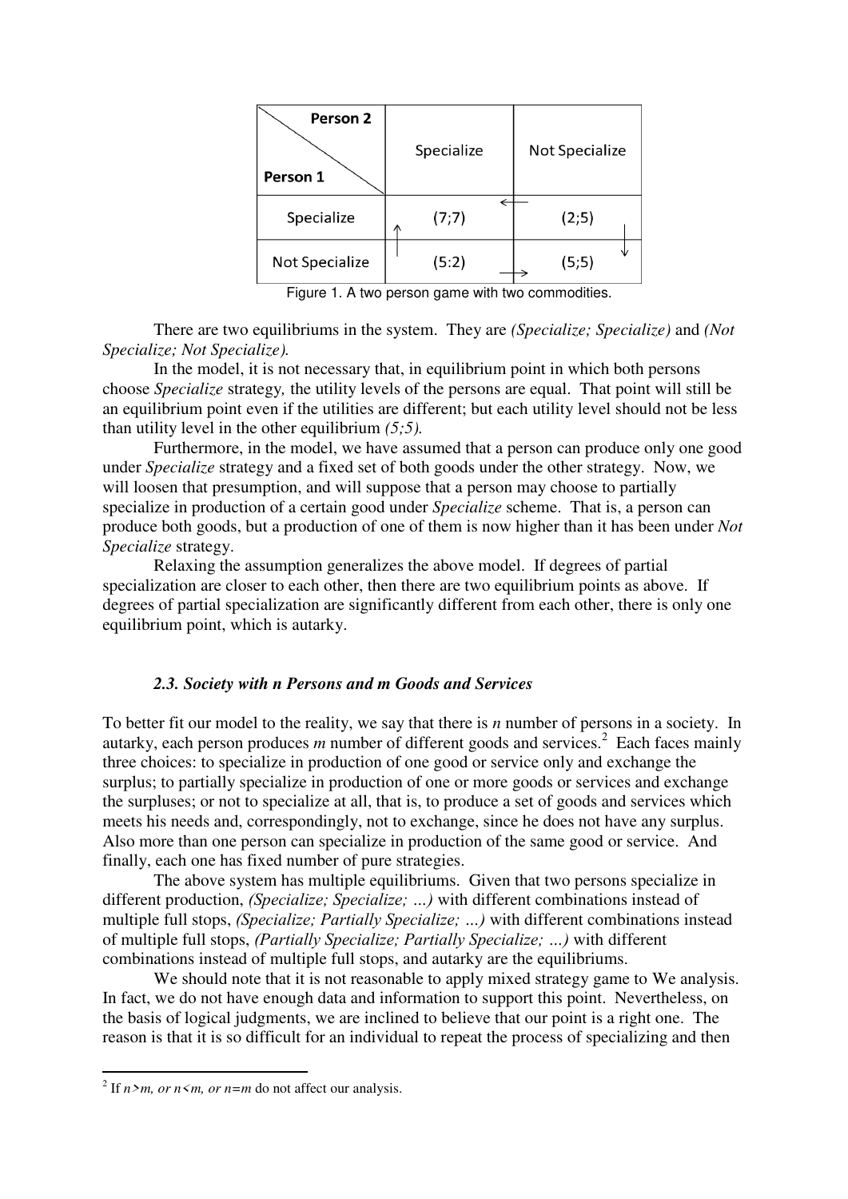| Person 1 \ Person 2 | Specialize | Not Specialize |
| --- | --- | --- |
| Specialize | (7;7) | (2;5) |
| Not Specialize | (5:2) | (5;5) |

Figure 1. A two person game with two commodities.

There are two equilibriums in the system. They are *(Specialize; Specialize)* and *(Not Specialize; Not Specialize).*

In the model, it is not necessary that, in equilibrium point in which both persons choose *Specialize* strategy*,* the utility levels of the persons are equal. That point will still be an equilibrium point even if the utilities are different; but each utility level should not be less than utility level in the other equilibrium *(5;5).*

Furthermore, in the model, we have assumed that a person can produce only one good under *Specialize* strategy and a fixed set of both goods under the other strategy. Now, we will loosen that presumption, and will suppose that a person may choose to partially specialize in production of a certain good under *Specialize* scheme. That is, a person can produce both goods, but a production of one of them is now higher than it has been under *Not Specialize* strategy.

Relaxing the assumption generalizes the above model. If degrees of partial specialization are closer to each other, then there are two equilibrium points as above. If degrees of partial specialization are significantly different from each other, there is only one equilibrium point, which is autarky.

### *2.3. Society with n Persons and m Goods and Services*

To better fit our model to the reality, we say that there is $n$ number of persons in a society. In autarky, each person produces $m$ number of different goods and services.[2] Each faces mainly three choices: to specialize in production of one good or service only and exchange the surplus; to partially specialize in production of one or more goods or services and exchange the surpluses; or not to specialize at all, that is, to produce a set of goods and services which meets his needs and, correspondingly, not to exchange, since he does not have any surplus. Also more than one person can specialize in production of the same good or service. And finally, each one has fixed number of pure strategies.

The above system has multiple equilibriums. Given that two persons specialize in different production, *(Specialize; Specialize; …)* with different combinations instead of multiple full stops, *(Specialize; Partially Specialize; …)* with different combinations instead of multiple full stops, *(Partially Specialize; Partially Specialize; …)* with different combinations instead of multiple full stops, and autarky are the equilibriums.

We should note that it is not reasonable to apply mixed strategy game to We analysis. In fact, we do not have enough data and information to support this point. Nevertheless, on the basis of logical judgments, we are inclined to believe that our point is a right one. The reason is that it is so difficult for an individual to repeat the process of specializing and then

[2] If $n>m$, or $n<m$, or $n=m$ do not affect our analysis.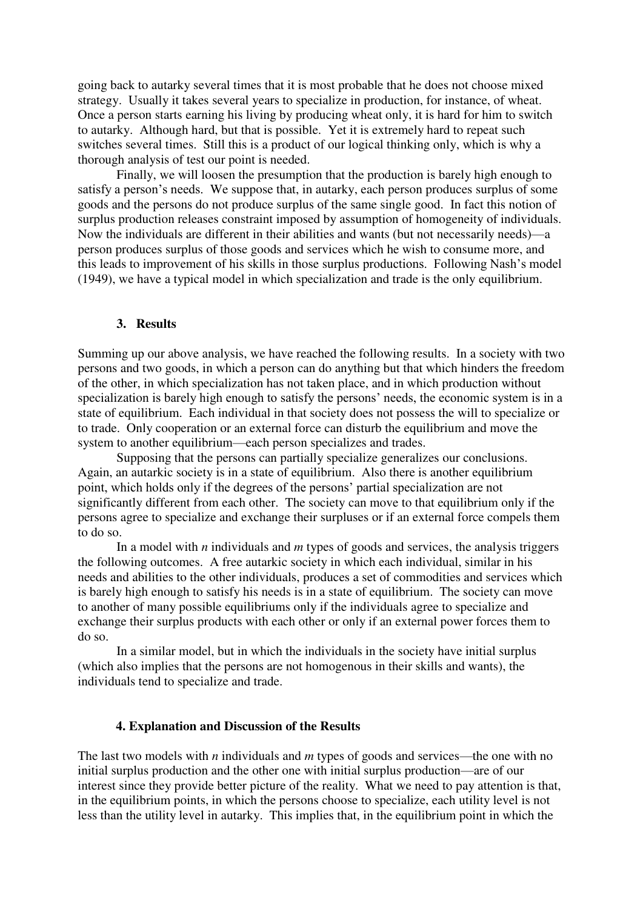going back to autarky several times that it is most probable that he does not choose mixed strategy. Usually it takes several years to specialize in production, for instance, of wheat. Once a person starts earning his living by producing wheat only, it is hard for him to switch to autarky. Although hard, but that is possible. Yet it is extremely hard to repeat such switches several times. Still this is a product of our logical thinking only, which is why a thorough analysis of test our point is needed.

Finally, we will loosen the presumption that the production is barely high enough to satisfy a person's needs. We suppose that, in autarky, each person produces surplus of some goods and the persons do not produce surplus of the same single good. In fact this notion of surplus production releases constraint imposed by assumption of homogeneity of individuals. Now the individuals are different in their abilities and wants (but not necessarily needs)—a person produces surplus of those goods and services which he wish to consume more, and this leads to improvement of his skills in those surplus productions. Following Nash's model (1949), we have a typical model in which specialization and trade is the only equilibrium.

## 3. Results

Summing up our above analysis, we have reached the following results. In a society with two persons and two goods, in which a person can do anything but that which hinders the freedom of the other, in which specialization has not taken place, and in which production without specialization is barely high enough to satisfy the persons' needs, the economic system is in a state of equilibrium. Each individual in that society does not possess the will to specialize or to trade. Only cooperation or an external force can disturb the equilibrium and move the system to another equilibrium—each person specializes and trades.

Supposing that the persons can partially specialize generalizes our conclusions. Again, an autarkic society is in a state of equilibrium. Also there is another equilibrium point, which holds only if the degrees of the persons' partial specialization are not significantly different from each other. The society can move to that equilibrium only if the persons agree to specialize and exchange their surpluses or if an external force compels them to do so.

In a model with *n* individuals and *m* types of goods and services, the analysis triggers the following outcomes. A free autarkic society in which each individual, similar in his needs and abilities to the other individuals, produces a set of commodities and services which is barely high enough to satisfy his needs is in a state of equilibrium. The society can move to another of many possible equilibriums only if the individuals agree to specialize and exchange their surplus products with each other or only if an external power forces them to do so.

In a similar model, but in which the individuals in the society have initial surplus (which also implies that the persons are not homogenous in their skills and wants), the individuals tend to specialize and trade.

## 4. Explanation and Discussion of the Results

The last two models with *n* individuals and *m* types of goods and services—the one with no initial surplus production and the other one with initial surplus production—are of our interest since they provide better picture of the reality. What we need to pay attention is that, in the equilibrium points, in which the persons choose to specialize, each utility level is not less than the utility level in autarky. This implies that, in the equilibrium point in which the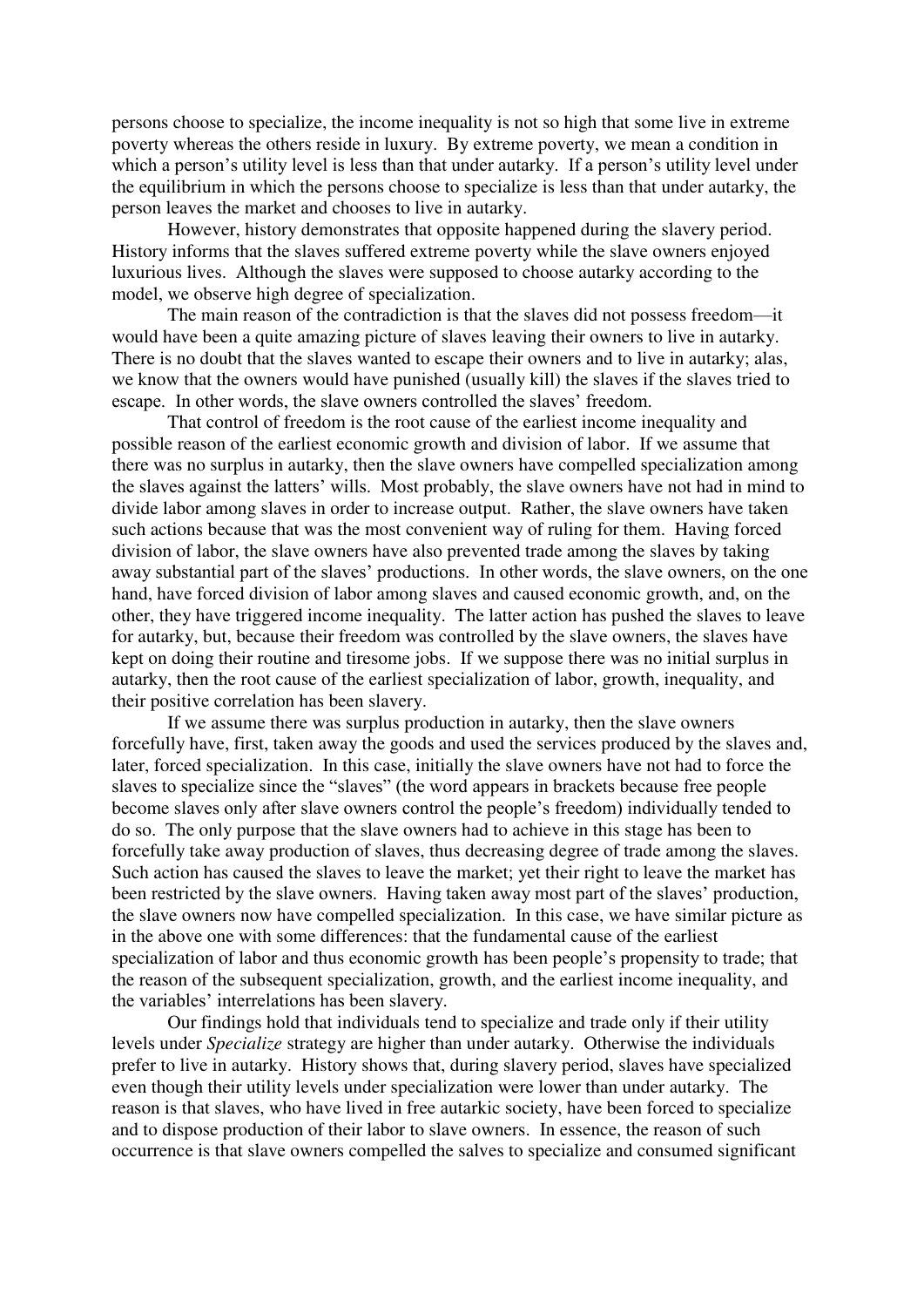persons choose to specialize, the income inequality is not so high that some live in extreme poverty whereas the others reside in luxury. By extreme poverty, we mean a condition in which a person's utility level is less than that under autarky. If a person's utility level under the equilibrium in which the persons choose to specialize is less than that under autarky, the person leaves the market and chooses to live in autarky.

However, history demonstrates that opposite happened during the slavery period. History informs that the slaves suffered extreme poverty while the slave owners enjoyed luxurious lives. Although the slaves were supposed to choose autarky according to the model, we observe high degree of specialization.

The main reason of the contradiction is that the slaves did not possess freedom—it would have been a quite amazing picture of slaves leaving their owners to live in autarky. There is no doubt that the slaves wanted to escape their owners and to live in autarky; alas, we know that the owners would have punished (usually kill) the slaves if the slaves tried to escape. In other words, the slave owners controlled the slaves' freedom.

That control of freedom is the root cause of the earliest income inequality and possible reason of the earliest economic growth and division of labor. If we assume that there was no surplus in autarky, then the slave owners have compelled specialization among the slaves against the latters' wills. Most probably, the slave owners have not had in mind to divide labor among slaves in order to increase output. Rather, the slave owners have taken such actions because that was the most convenient way of ruling for them. Having forced division of labor, the slave owners have also prevented trade among the slaves by taking away substantial part of the slaves' productions. In other words, the slave owners, on the one hand, have forced division of labor among slaves and caused economic growth, and, on the other, they have triggered income inequality. The latter action has pushed the slaves to leave for autarky, but, because their freedom was controlled by the slave owners, the slaves have kept on doing their routine and tiresome jobs. If we suppose there was no initial surplus in autarky, then the root cause of the earliest specialization of labor, growth, inequality, and their positive correlation has been slavery.

If we assume there was surplus production in autarky, then the slave owners forcefully have, first, taken away the goods and used the services produced by the slaves and, later, forced specialization. In this case, initially the slave owners have not had to force the slaves to specialize since the "slaves" (the word appears in brackets because free people become slaves only after slave owners control the people's freedom) individually tended to do so. The only purpose that the slave owners had to achieve in this stage has been to forcefully take away production of slaves, thus decreasing degree of trade among the slaves. Such action has caused the slaves to leave the market; yet their right to leave the market has been restricted by the slave owners. Having taken away most part of the slaves' production, the slave owners now have compelled specialization. In this case, we have similar picture as in the above one with some differences: that the fundamental cause of the earliest specialization of labor and thus economic growth has been people's propensity to trade; that the reason of the subsequent specialization, growth, and the earliest income inequality, and the variables' interrelations has been slavery.

Our findings hold that individuals tend to specialize and trade only if their utility levels under *Specialize* strategy are higher than under autarky. Otherwise the individuals prefer to live in autarky. History shows that, during slavery period, slaves have specialized even though their utility levels under specialization were lower than under autarky. The reason is that slaves, who have lived in free autarkic society, have been forced to specialize and to dispose production of their labor to slave owners. In essence, the reason of such occurrence is that slave owners compelled the salves to specialize and consumed significant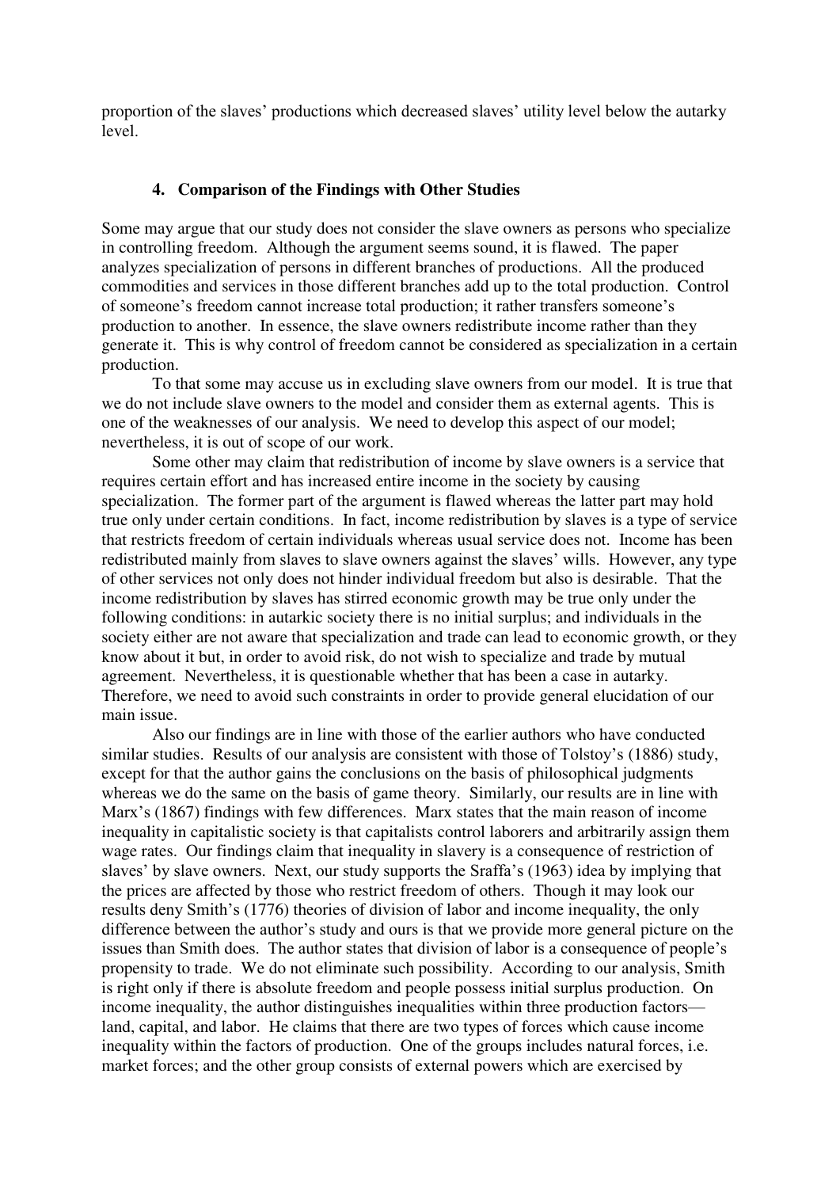proportion of the slaves' productions which decreased slaves' utility level below the autarky level.

## 4. Comparison of the Findings with Other Studies

Some may argue that our study does not consider the slave owners as persons who specialize in controlling freedom. Although the argument seems sound, it is flawed. The paper analyzes specialization of persons in different branches of productions. All the produced commodities and services in those different branches add up to the total production. Control of someone's freedom cannot increase total production; it rather transfers someone's production to another. In essence, the slave owners redistribute income rather than they generate it. This is why control of freedom cannot be considered as specialization in a certain production.

To that some may accuse us in excluding slave owners from our model. It is true that we do not include slave owners to the model and consider them as external agents. This is one of the weaknesses of our analysis. We need to develop this aspect of our model; nevertheless, it is out of scope of our work.

Some other may claim that redistribution of income by slave owners is a service that requires certain effort and has increased entire income in the society by causing specialization. The former part of the argument is flawed whereas the latter part may hold true only under certain conditions. In fact, income redistribution by slaves is a type of service that restricts freedom of certain individuals whereas usual service does not. Income has been redistributed mainly from slaves to slave owners against the slaves' wills. However, any type of other services not only does not hinder individual freedom but also is desirable. That the income redistribution by slaves has stirred economic growth may be true only under the following conditions: in autarkic society there is no initial surplus; and individuals in the society either are not aware that specialization and trade can lead to economic growth, or they know about it but, in order to avoid risk, do not wish to specialize and trade by mutual agreement. Nevertheless, it is questionable whether that has been a case in autarky. Therefore, we need to avoid such constraints in order to provide general elucidation of our main issue.

Also our findings are in line with those of the earlier authors who have conducted similar studies. Results of our analysis are consistent with those of Tolstoy's (1886) study, except for that the author gains the conclusions on the basis of philosophical judgments whereas we do the same on the basis of game theory. Similarly, our results are in line with Marx's (1867) findings with few differences. Marx states that the main reason of income inequality in capitalistic society is that capitalists control laborers and arbitrarily assign them wage rates. Our findings claim that inequality in slavery is a consequence of restriction of slaves' by slave owners. Next, our study supports the Sraffa's (1963) idea by implying that the prices are affected by those who restrict freedom of others. Though it may look our results deny Smith's (1776) theories of division of labor and income inequality, the only difference between the author's study and ours is that we provide more general picture on the issues than Smith does. The author states that division of labor is a consequence of people's propensity to trade. We do not eliminate such possibility. According to our analysis, Smith is right only if there is absolute freedom and people possess initial surplus production. On income inequality, the author distinguishes inequalities within three production factors—land, capital, and labor. He claims that there are two types of forces which cause income inequality within the factors of production. One of the groups includes natural forces, i.e. market forces; and the other group consists of external powers which are exercised by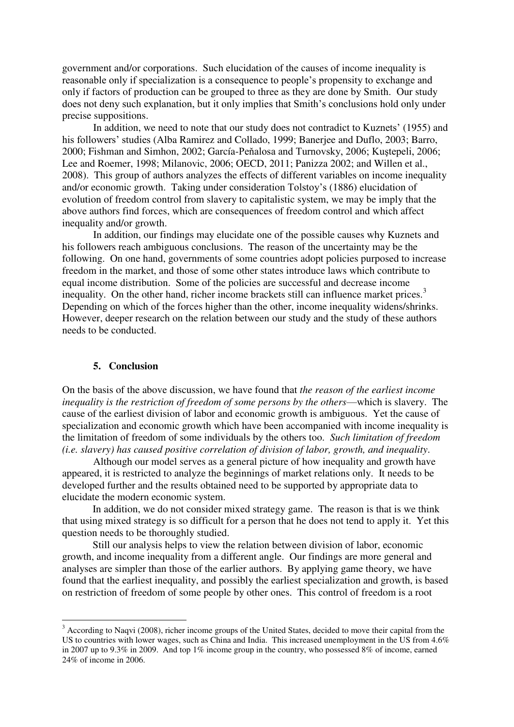government and/or corporations. Such elucidation of the causes of income inequality is reasonable only if specialization is a consequence to people's propensity to exchange and only if factors of production can be grouped to three as they are done by Smith. Our study does not deny such explanation, but it only implies that Smith's conclusions hold only under precise suppositions.

In addition, we need to note that our study does not contradict to Kuznets' (1955) and his followers' studies (Alba Ramirez and Collado, 1999; Banerjee and Duflo, 2003; Barro, 2000; Fishman and Simhon, 2002; García-Peňalosa and Turnovsky, 2006; Kuştepeli, 2006; Lee and Roemer, 1998; Milanovic, 2006; OECD, 2011; Panizza 2002; and Willen et al., 2008). This group of authors analyzes the effects of different variables on income inequality and/or economic growth. Taking under consideration Tolstoy's (1886) elucidation of evolution of freedom control from slavery to capitalistic system, we may be imply that the above authors find forces, which are consequences of freedom control and which affect inequality and/or growth.

In addition, our findings may elucidate one of the possible causes why Kuznets and his followers reach ambiguous conclusions. The reason of the uncertainty may be the following. On one hand, governments of some countries adopt policies purposed to increase freedom in the market, and those of some other states introduce laws which contribute to equal income distribution. Some of the policies are successful and decrease income inequality. On the other hand, richer income brackets still can influence market prices.[3] Depending on which of the forces higher than the other, income inequality widens/shrinks. However, deeper research on the relation between our study and the study of these authors needs to be conducted.

## 5. Conclusion

On the basis of the above discussion, we have found that *the reason of the earliest income inequality is the restriction of freedom of some persons by the others*—which is slavery. The cause of the earliest division of labor and economic growth is ambiguous. Yet the cause of specialization and economic growth which have been accompanied with income inequality is the limitation of freedom of some individuals by the others too. *Such limitation of freedom (i.e. slavery) has caused positive correlation of division of labor, growth, and inequality*.

Although our model serves as a general picture of how inequality and growth have appeared, it is restricted to analyze the beginnings of market relations only. It needs to be developed further and the results obtained need to be supported by appropriate data to elucidate the modern economic system.

In addition, we do not consider mixed strategy game. The reason is that is we think that using mixed strategy is so difficult for a person that he does not tend to apply it. Yet this question needs to be thoroughly studied.

Still our analysis helps to view the relation between division of labor, economic growth, and income inequality from a different angle. Our findings are more general and analyses are simpler than those of the earlier authors. By applying game theory, we have found that the earliest inequality, and possibly the earliest specialization and growth, is based on restriction of freedom of some people by other ones. This control of freedom is a root

[3] According to Naqvi (2008), richer income groups of the United States, decided to move their capital from the US to countries with lower wages, such as China and India. This increased unemployment in the US from 4.6% in 2007 up to 9.3% in 2009. And top 1% income group in the country, who possessed 8% of income, earned 24% of income in 2006.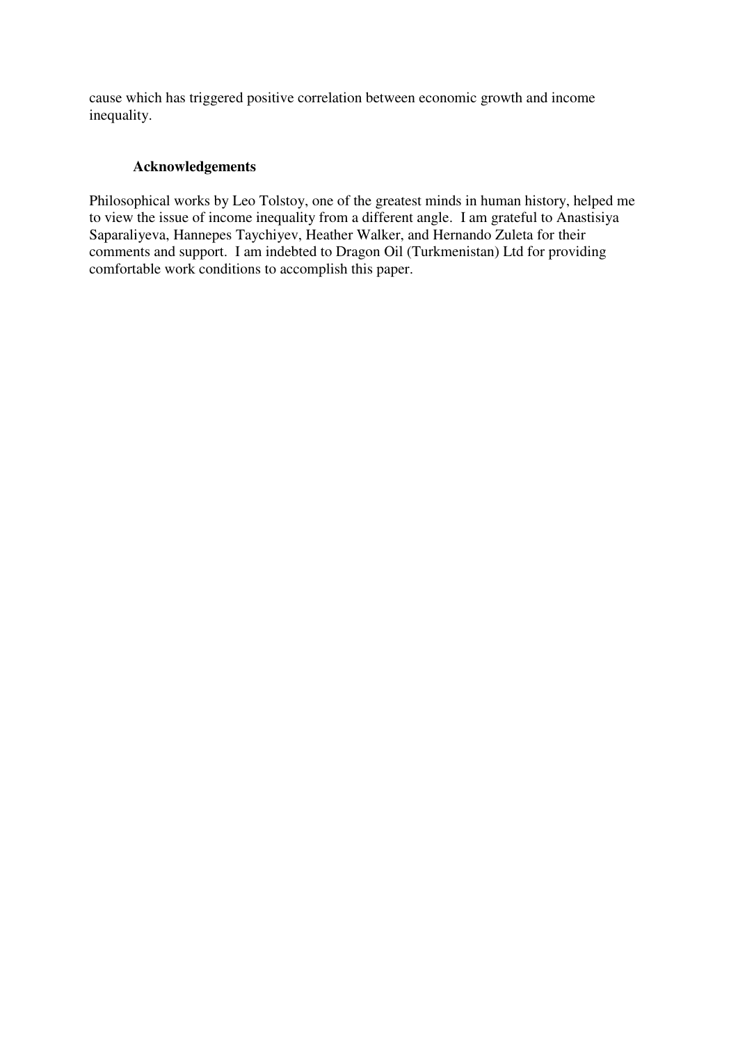cause which has triggered positive correlation between economic growth and income inequality.

## Acknowledgements

Philosophical works by Leo Tolstoy, one of the greatest minds in human history, helped me to view the issue of income inequality from a different angle. I am grateful to Anastisiya Saparaliyeva, Hannepes Taychiyev, Heather Walker, and Hernando Zuleta for their comments and support. I am indebted to Dragon Oil (Turkmenistan) Ltd for providing comfortable work conditions to accomplish this paper.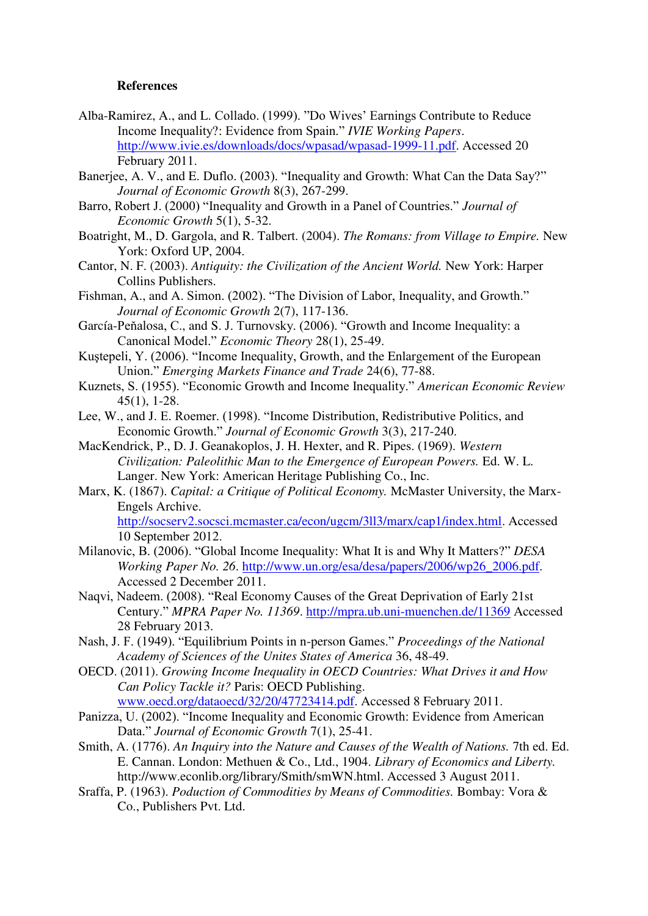**References**

Alba-Ramirez, A., and L. Collado. (1999). ”Do Wives' Earnings Contribute to Reduce Income Inequality?: Evidence from Spain.” *IVIE Working Papers*. http://www.ivie.es/downloads/docs/wpasad/wpasad-1999-11.pdf. Accessed 20 February 2011.

Banerjee, A. V., and E. Duflo. (2003). “Inequality and Growth: What Can the Data Say?” *Journal of Economic Growth* 8(3), 267-299.

Barro, Robert J. (2000) “Inequality and Growth in a Panel of Countries.” *Journal of Economic Growth* 5(1), 5-32.

Boatright, M., D. Gargola, and R. Talbert. (2004). *The Romans: from Village to Empire.* New York: Oxford UP, 2004.

Cantor, N. F. (2003). *Antiquity: the Civilization of the Ancient World.* New York: Harper Collins Publishers.

Fishman, A., and A. Simon. (2002). “The Division of Labor, Inequality, and Growth.” *Journal of Economic Growth* 2(7), 117-136.

García-Peňalosa, C., and S. J. Turnovsky. (2006). “Growth and Income Inequality: a Canonical Model.” *Economic Theory* 28(1), 25-49.

Kuştepeli, Y. (2006). “Income Inequality, Growth, and the Enlargement of the European Union.” *Emerging Markets Finance and Trade* 24(6), 77-88.

Kuznets, S. (1955). “Economic Growth and Income Inequality.” *American Economic Review* 45(1), 1-28.

Lee, W., and J. E. Roemer. (1998). “Income Distribution, Redistributive Politics, and Economic Growth.” *Journal of Economic Growth* 3(3), 217-240.

MacKendrick, P., D. J. Geanakoplos, J. H. Hexter, and R. Pipes. (1969). *Western Civilization: Paleolithic Man to the Emergence of European Powers.* Ed. W. L. Langer. New York: American Heritage Publishing Co., Inc.

Marx, K. (1867). *Capital: a Critique of Political Economy.* McMaster University, the Marx-Engels Archive. http://socserv2.socsci.mcmaster.ca/econ/ugcm/3ll3/marx/cap1/index.html. Accessed 10 September 2012.

Milanovic, B. (2006). “Global Income Inequality: What It is and Why It Matters?” *DESA Working Paper No. 26*. http://www.un.org/esa/desa/papers/2006/wp26_2006.pdf. Accessed 2 December 2011.

Naqvi, Nadeem. (2008). “Real Economy Causes of the Great Deprivation of Early 21st Century.” *MPRA Paper No. 11369*. http://mpra.ub.uni-muenchen.de/11369 Accessed 28 February 2013.

Nash, J. F. (1949). “Equilibrium Points in n-person Games.” *Proceedings of the National Academy of Sciences of the Unites States of America* 36, 48-49.

OECD. (2011). *Growing Income Inequality in OECD Countries: What Drives it and How Can Policy Tackle it?* Paris: OECD Publishing. www.oecd.org/dataoecd/32/20/47723414.pdf. Accessed 8 February 2011.

Panizza, U. (2002). “Income Inequality and Economic Growth: Evidence from American Data.” *Journal of Economic Growth* 7(1), 25-41.

Smith, A. (1776). *An Inquiry into the Nature and Causes of the Wealth of Nations.* 7th ed. Ed. E. Cannan. London: Methuen & Co., Ltd., 1904. *Library of Economics and Liberty.* http://www.econlib.org/library/Smith/smWN.html. Accessed 3 August 2011.

Sraffa, P. (1963). *Poduction of Commodities by Means of Commodities.* Bombay: Vora & Co., Publishers Pvt. Ltd.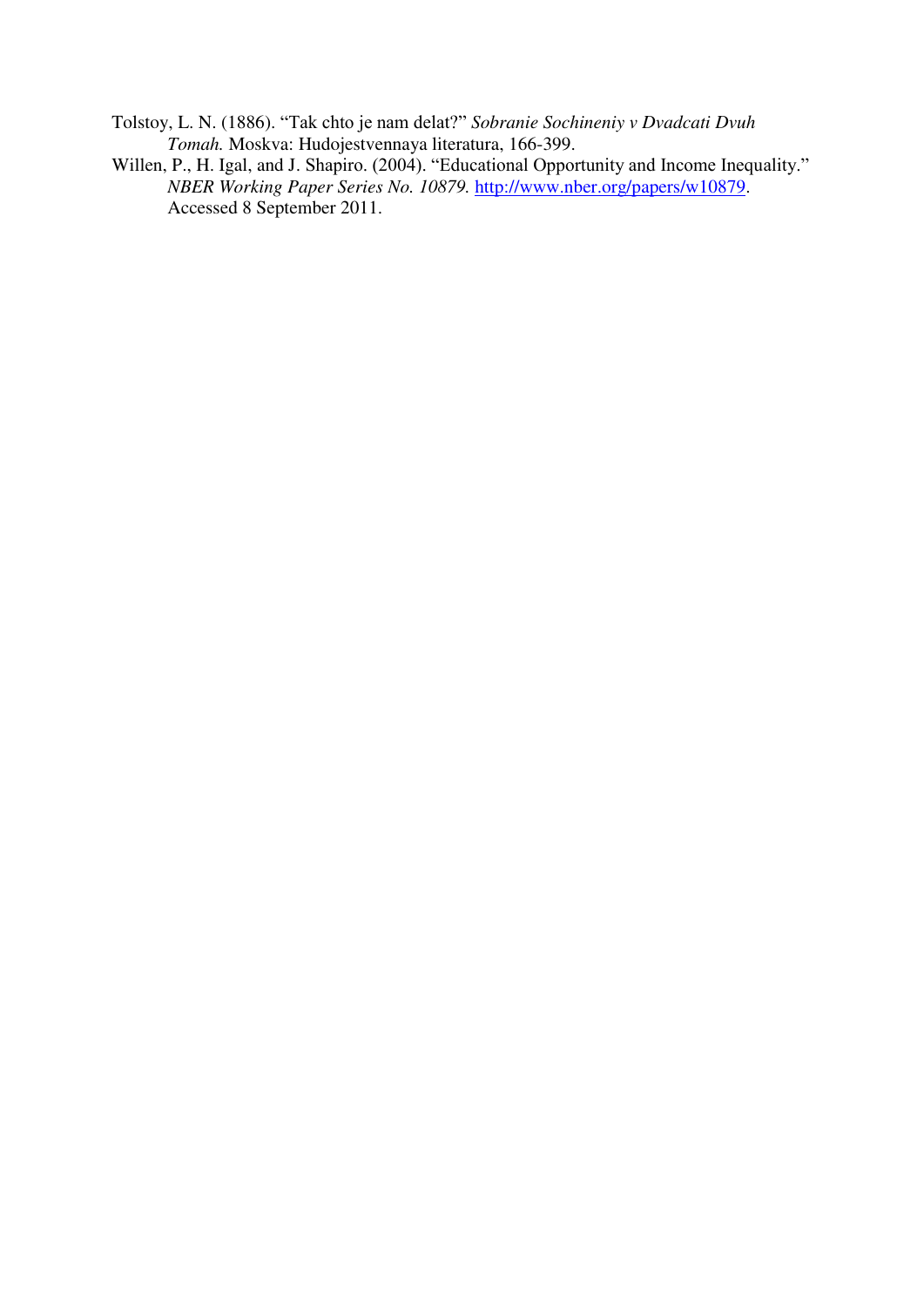Tolstoy, L. N. (1886). "Tak chto je nam delat?" *Sobranie Sochineniy v Dvadcati Dvuh Tomah.* Moskva: Hudojestvennaya literatura, 166-399.

Willen, P., H. Igal, and J. Shapiro. (2004). "Educational Opportunity and Income Inequality." *NBER Working Paper Series No. 10879.* http://www.nber.org/papers/w10879. Accessed 8 September 2011.